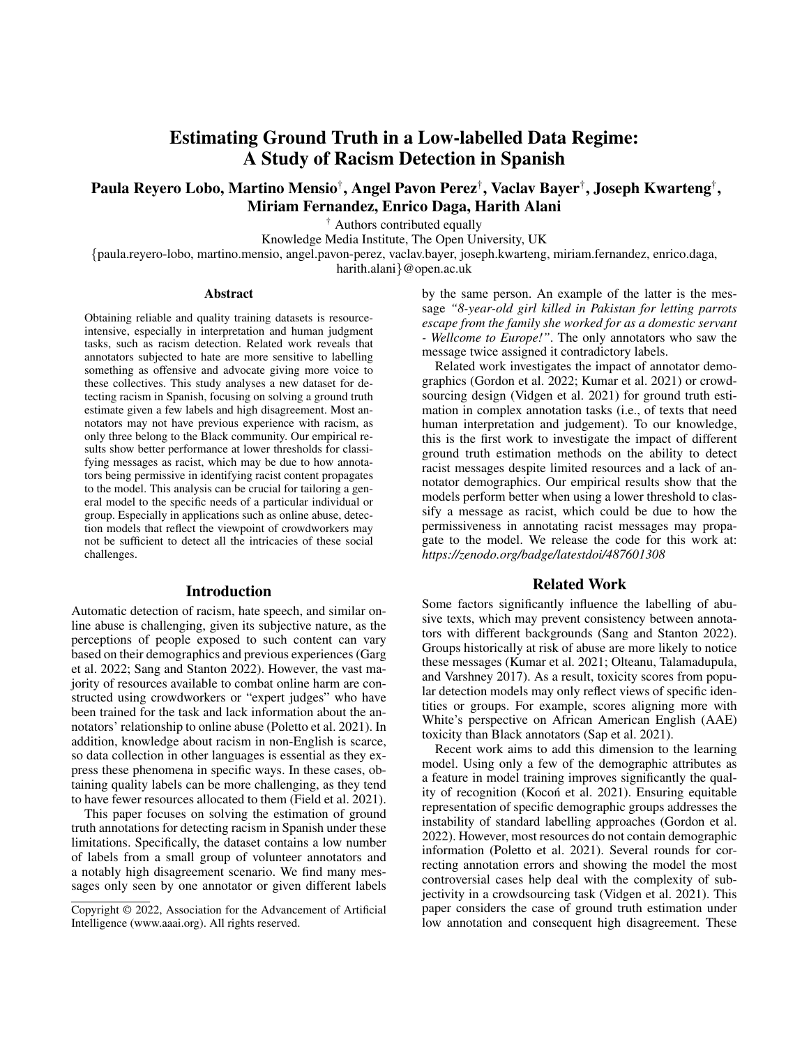# Estimating Ground Truth in a Low-labelled Data Regime: A Study of Racism Detection in Spanish

**Paula Reyero Lobo, Martino Mensio[†], Angel Pavon Perez[†], Vaclav Bayer[†], Joseph Kwarteng[†], Miriam Fernandez, Enrico Daga, Harith Alani**

[†] Authors contributed equally

Knowledge Media Institute, The Open University, UK

{paula.reyero-lobo, martino.mensio, angel.pavon-perez, vaclav.bayer, joseph.kwarteng, miriam.fernandez, enrico.daga, harith.alani}@open.ac.uk

## Abstract

Obtaining reliable and quality training datasets is resource-intensive, especially in interpretation and human judgment tasks, such as racism detection. Related work reveals that annotators subjected to hate are more sensitive to labelling something as offensive and advocate giving more voice to these collectives. This study analyses a new dataset for detecting racism in Spanish, focusing on solving a ground truth estimate given a few labels and high disagreement. Most annotators may not have previous experience with racism, as only three belong to the Black community. Our empirical results show better performance at lower thresholds for classifying messages as racist, which may be due to how annotators being permissive in identifying racist content propagates to the model. This analysis can be crucial for tailoring a general model to the specific needs of a particular individual or group. Especially in applications such as online abuse, detection models that reflect the viewpoint of crowdworkers may not be sufficient to detect all the intricacies of these social challenges.

## Introduction

Automatic detection of racism, hate speech, and similar online abuse is challenging, given its subjective nature, as the perceptions of people exposed to such content can vary based on their demographics and previous experiences (Garg et al. 2022; Sang and Stanton 2022). However, the vast majority of resources available to combat online harm are constructed using crowdworkers or "expert judges" who have been trained for the task and lack information about the annotators' relationship to online abuse (Poletto et al. 2021). In addition, knowledge about racism in non-English is scarce, so data collection in other languages is essential as they express these phenomena in specific ways. In these cases, obtaining quality labels can be more challenging, as they tend to have fewer resources allocated to them (Field et al. 2021).

This paper focuses on solving the estimation of ground truth annotations for detecting racism in Spanish under these limitations. Specifically, the dataset contains a low number of labels from a small group of volunteer annotators and a notably high disagreement scenario. We find many messages only seen by one annotator or given different labels by the same person. An example of the latter is the message *"8-year-old girl killed in Pakistan for letting parrots escape from the family she worked for as a domestic servant - Wellcome to Europe!"*. The only annotators who saw the message twice assigned it contradictory labels.

Related work investigates the impact of annotator demographics (Gordon et al. 2022; Kumar et al. 2021) or crowdsourcing design (Vidgen et al. 2021) for ground truth estimation in complex annotation tasks (i.e., of texts that need human interpretation and judgement). To our knowledge, this is the first work to investigate the impact of different ground truth estimation methods on the ability to detect racist messages despite limited resources and a lack of annotator demographics. Our empirical results show that the models perform better when using a lower threshold to classify a message as racist, which could be due to how the permissiveness in annotating racist messages may propagate to the model. We release the code for this work at: *https://zenodo.org/badge/latestdoi/487601308*

## Related Work

Some factors significantly influence the labelling of abusive texts, which may prevent consistency between annotators with different backgrounds (Sang and Stanton 2022). Groups historically at risk of abuse are more likely to notice these messages (Kumar et al. 2021; Olteanu, Talamadupula, and Varshney 2017). As a result, toxicity scores from popular detection models may only reflect views of specific identities or groups. For example, scores aligning more with White's perspective on African American English (AAE) toxicity than Black annotators (Sap et al. 2021).

Recent work aims to add this dimension to the learning model. Using only a few of the demographic attributes as a feature in model training improves significantly the quality of recognition (Kocoń et al. 2021). Ensuring equitable representation of specific demographic groups addresses the instability of standard labelling approaches (Gordon et al. 2022). However, most resources do not contain demographic information (Poletto et al. 2021). Several rounds for correcting annotation errors and showing the model the most controversial cases help deal with the complexity of subjectivity in a crowdsourcing task (Vidgen et al. 2021). This paper considers the case of ground truth estimation under low annotation and consequent high disagreement. These

Copyright © 2022, Association for the Advancement of Artificial Intelligence (www.aaai.org). All rights reserved.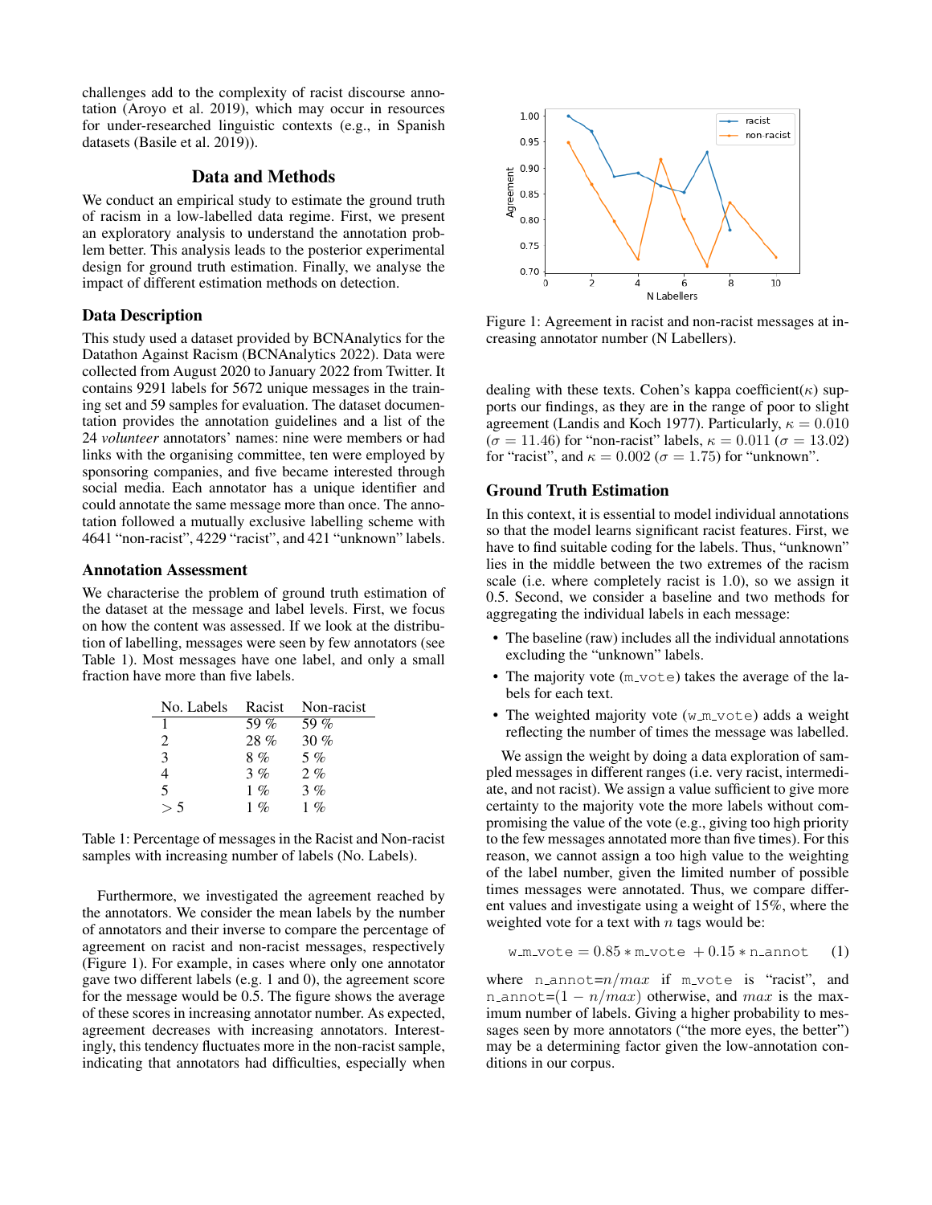challenges add to the complexity of racist discourse annotation (Aroyo et al. 2019), which may occur in resources for under-researched linguistic contexts (e.g., in Spanish datasets (Basile et al. 2019)).

## Data and Methods

We conduct an empirical study to estimate the ground truth of racism in a low-labelled data regime. First, we present an exploratory analysis to understand the annotation problem better. This analysis leads to the posterior experimental design for ground truth estimation. Finally, we analyse the impact of different estimation methods on detection.

### Data Description

This study used a dataset provided by BCNAnalytics for the Datathon Against Racism (BCNAnalytics 2022). Data were collected from August 2020 to January 2022 from Twitter. It contains 9291 labels for 5672 unique messages in the training set and 59 samples for evaluation. The dataset documentation provides the annotation guidelines and a list of the 24 *volunteer* annotators' names: nine were members or had links with the organising committee, ten were employed by sponsoring companies, and five became interested through social media. Each annotator has a unique identifier and could annotate the same message more than once. The annotation followed a mutually exclusive labelling scheme with 4641 "non-racist", 4229 "racist", and 421 "unknown" labels.

### Annotation Assessment

We characterise the problem of ground truth estimation of the dataset at the message and label levels. First, we focus on how the content was assessed. If we look at the distribution of labelling, messages were seen by few annotators (see Table 1). Most messages have one label, and only a small fraction have more than five labels.

| No. Labels | Racist | Non-racist |
|---|---|---|
| 1 | 59 % | 59 % |
| 2 | 28 % | 30 % |
| 3 | 8 % | 5 % |
| 4 | 3 % | 2 % |
| 5 | 1 % | 3 % |
| $> 5$ | 1 % | 1 % |

Table 1: Percentage of messages in the Racist and Non-racist samples with increasing number of labels (No. Labels).

Furthermore, we investigated the agreement reached by the annotators. We consider the mean labels by the number of annotators and their inverse to compare the percentage of agreement on racist and non-racist messages, respectively (Figure 1). For example, in cases where only one annotator gave two different labels (e.g. 1 and 0), the agreement score for the message would be 0.5. The figure shows the average of these scores in increasing annotator number. As expected, agreement decreases with increasing annotators. Interestingly, this tendency fluctuates more in the non-racist sample, indicating that annotators had difficulties, especially when dealing with these texts. Cohen's kappa coefficient($\kappa$) supports our findings, as they are in the range of poor to slight agreement (Landis and Koch 1977). Particularly, $\kappa = 0.010$ ($\sigma = 11.46$) for "non-racist" labels, $\kappa = 0.011$ ($\sigma = 13.02$) for "racist", and $\kappa = 0.002$ ($\sigma = 1.75$) for "unknown".

Figure 1: Agreement in racist and non-racist messages at increasing annotator number (N Labellers).

### Ground Truth Estimation

In this context, it is essential to model individual annotations so that the model learns significant racist features. First, we have to find suitable coding for the labels. Thus, "unknown" lies in the middle between the two extremes of the racism scale (i.e. where completely racist is 1.0), so we assign it 0.5. Second, we consider a baseline and two methods for aggregating the individual labels in each message:

- The baseline (raw) includes all the individual annotations excluding the "unknown" labels.
- The majority vote (`m_vote`) takes the average of the labels for each text.
- The weighted majority vote (`w_m_vote`) adds a weight reflecting the number of times the message was labelled.

We assign the weight by doing a data exploration of sampled messages in different ranges (i.e. very racist, intermediate, and not racist). We assign a value sufficient to give more certainty to the majority vote the more labels without compromising the value of the vote (e.g., giving too high priority to the few messages annotated more than five times). For this reason, we cannot assign a too high value to the weighting of the label number, given the limited number of possible times messages were annotated. Thus, we compare different values and investigate using a weight of 15%, where the weighted vote for a text with $n$ tags would be:

$$\text{w\_m\_vote} = 0.85 * \text{m\_vote} + 0.15 * \text{n\_annot} \quad (1)$$

where `n_annot`$=n/max$ if `m_vote` is "racist", and `n_annot`$=(1 - n/max)$ otherwise, and $max$ is the maximum number of labels. Giving a higher probability to messages seen by more annotators ("the more eyes, the better") may be a determining factor given the low-annotation conditions in our corpus.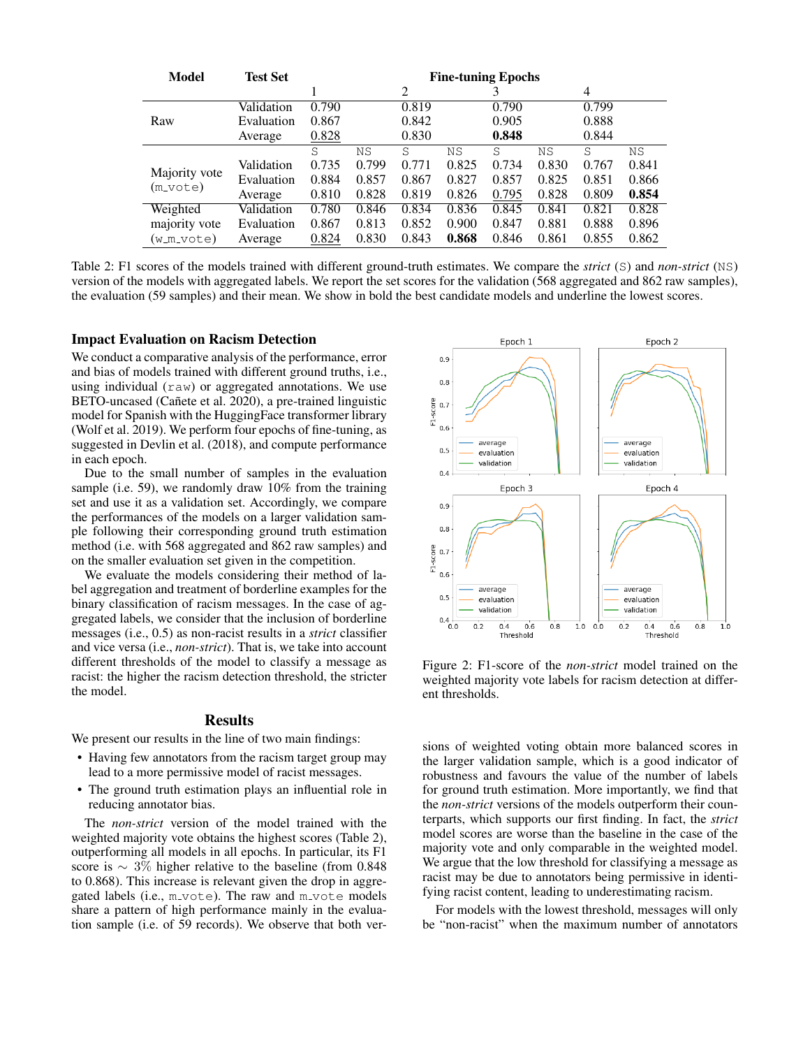| Model | Test Set | Fine-tuning Epochs | | | | | | | |
|---|---|---|---|---|---|---|---|---|---|
| | | 1 | | 2 | | 3 | | 4 | |
| Raw | Validation | 0.790 | | 0.819 | | 0.790 | | 0.799 | |
| | Evaluation | 0.867 | | 0.842 | | 0.905 | | 0.888 | |
| | Average | <u>0.828</u> | | 0.830 | | **0.848** | | 0.844 | |
| | | S | NS | S | NS | S | NS | S | NS |
| Majority vote (m_vote) | Validation | 0.735 | 0.799 | 0.771 | 0.825 | 0.734 | 0.830 | 0.767 | 0.841 |
| | Evaluation | 0.884 | 0.857 | 0.867 | 0.827 | 0.857 | 0.825 | 0.851 | 0.866 |
| | Average | 0.810 | 0.828 | 0.819 | 0.826 | <u>0.795</u> | 0.828 | 0.809 | **0.854** |
| Weighted majority vote (w_m_vote) | Validation | 0.780 | 0.846 | 0.834 | 0.836 | 0.845 | 0.841 | 0.821 | 0.828 |
| | Evaluation | 0.867 | 0.813 | 0.852 | 0.900 | 0.847 | 0.881 | 0.888 | 0.896 |
| | Average | <u>0.824</u> | 0.830 | 0.843 | **0.868** | 0.846 | 0.861 | 0.855 | 0.862 |

Table 2: F1 scores of the models trained with different ground-truth estimates. We compare the *strict* (S) and *non-strict* (NS) version of the models with aggregated labels. We report the set scores for the validation (568 aggregated and 862 raw samples), the evaluation (59 samples) and their mean. We show in bold the best candidate models and underline the lowest scores.

## Impact Evaluation on Racism Detection

We conduct a comparative analysis of the performance, error and bias of models trained with different ground truths, i.e., using individual (raw) or aggregated annotations. We use BETO-uncased (Cañete et al. 2020), a pre-trained linguistic model for Spanish with the HuggingFace transformer library (Wolf et al. 2019). We perform four epochs of fine-tuning, as suggested in Devlin et al. (2018), and compute performance in each epoch.

Due to the small number of samples in the evaluation sample (i.e. 59), we randomly draw 10% from the training set and use it as a validation set. Accordingly, we compare the performances of the models on a larger validation sample following their corresponding ground truth estimation method (i.e. with 568 aggregated and 862 raw samples) and on the smaller evaluation set given in the competition.

We evaluate the models considering their method of label aggregation and treatment of borderline examples for the binary classification of racism messages. In the case of aggregated labels, we consider that the inclusion of borderline messages (i.e., 0.5) as non-racist results in a *strict* classifier and vice versa (i.e., *non-strict*). That is, we take into account different thresholds of the model to classify a message as racist: the higher the racism detection threshold, the stricter the model.

Figure 2: F1-score of the *non-strict* model trained on the weighted majority vote labels for racism detection at different thresholds.

## Results

We present our results in the line of two main findings:

- Having few annotators from the racism target group may lead to a more permissive model of racist messages.
- The ground truth estimation plays an influential role in reducing annotator bias.

The *non-strict* version of the model trained with the weighted majority vote obtains the highest scores (Table 2), outperforming all models in all epochs. In particular, its F1 score is $\sim 3\%$ higher relative to the baseline (from 0.848 to 0.868). This increase is relevant given the drop in aggregated labels (i.e., m_vote). The raw and m_vote models share a pattern of high performance mainly in the evaluation sample (i.e. of 59 records). We observe that both versions of weighted voting obtain more balanced scores in the larger validation sample, which is a good indicator of robustness and favours the value of the number of labels for ground truth estimation. More importantly, we find that the *non-strict* versions of the models outperform their counterparts, which supports our first finding. In fact, the *strict* model scores are worse than the baseline in the case of the majority vote and only comparable in the weighted model. We argue that the low threshold for classifying a message as racist may be due to annotators being permissive in identifying racist content, leading to underestimating racism.

For models with the lowest threshold, messages will only be "non-racist" when the maximum number of annotators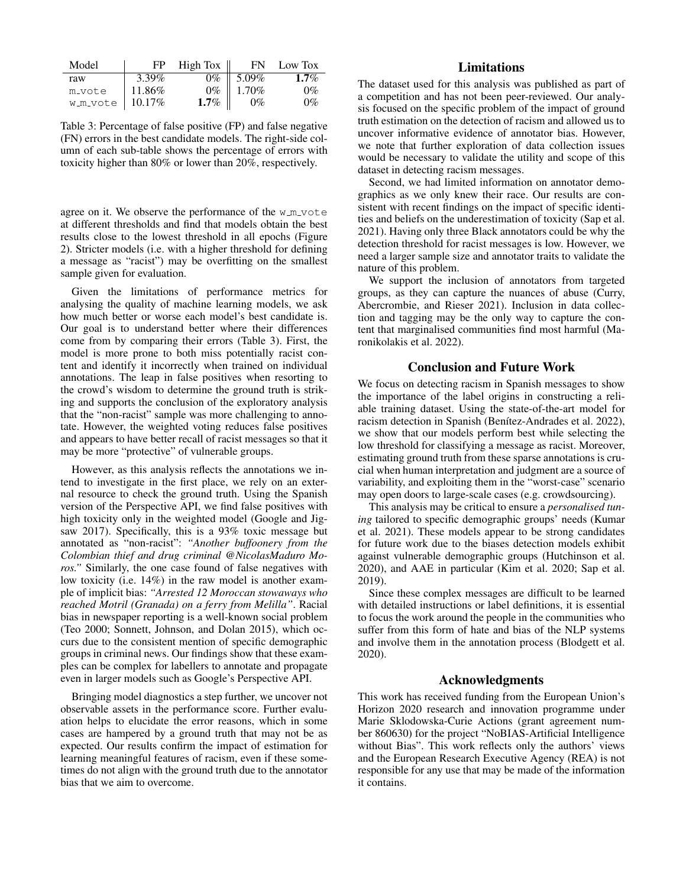| Model | FP | High Tox | FN | Low Tox |
|---|---|---|---|---|
| raw | 3.39% | 0% | 5.09% | **1.7**% |
| m_vote | 11.86% | 0% | 1.70% | 0% |
| w_m_vote | 10.17% | **1.7**% | 0% | 0% |

Table 3: Percentage of false positive (FP) and false negative (FN) errors in the best candidate models. The right-side column of each sub-table shows the percentage of errors with toxicity higher than 80% or lower than 20%, respectively.

agree on it. We observe the performance of the w_m_vote at different thresholds and find that models obtain the best results close to the lowest threshold in all epochs (Figure 2). Stricter models (i.e. with a higher threshold for defining a message as "racist") may be overfitting on the smallest sample given for evaluation.

Given the limitations of performance metrics for analysing the quality of machine learning models, we ask how much better or worse each model's best candidate is. Our goal is to understand better where their differences come from by comparing their errors (Table 3). First, the model is more prone to both miss potentially racist content and identify it incorrectly when trained on individual annotations. The leap in false positives when resorting to the crowd's wisdom to determine the ground truth is striking and supports the conclusion of the exploratory analysis that the "non-racist" sample was more challenging to annotate. However, the weighted voting reduces false positives and appears to have better recall of racist messages so that it may be more "protective" of vulnerable groups.

However, as this analysis reflects the annotations we intend to investigate in the first place, we rely on an external resource to check the ground truth. Using the Spanish version of the Perspective API, we find false positives with high toxicity only in the weighted model (Google and Jigsaw 2017). Specifically, this is a 93% toxic message but annotated as "non-racist": *"Another buffoonery from the Colombian thief and drug criminal @NicolasMaduro Moros."* Similarly, the one case found of false negatives with low toxicity (i.e. 14%) in the raw model is another example of implicit bias: *"Arrested 12 Moroccan stowaways who reached Motril (Granada) on a ferry from Melilla"*. Racial bias in newspaper reporting is a well-known social problem (Teo 2000; Sonnett, Johnson, and Dolan 2015), which occurs due to the consistent mention of specific demographic groups in criminal news. Our findings show that these examples can be complex for labellers to annotate and propagate even in larger models such as Google's Perspective API.

Bringing model diagnostics a step further, we uncover not observable assets in the performance score. Further evaluation helps to elucidate the error reasons, which in some cases are hampered by a ground truth that may not be as expected. Our results confirm the impact of estimation for learning meaningful features of racism, even if these sometimes do not align with the ground truth due to the annotator bias that we aim to overcome.

## Limitations

The dataset used for this analysis was published as part of a competition and has not been peer-reviewed. Our analysis focused on the specific problem of the impact of ground truth estimation on the detection of racism and allowed us to uncover informative evidence of annotator bias. However, we note that further exploration of data collection issues would be necessary to validate the utility and scope of this dataset in detecting racism messages.

Second, we had limited information on annotator demographics as we only knew their race. Our results are consistent with recent findings on the impact of specific identities and beliefs on the underestimation of toxicity (Sap et al. 2021). Having only three Black annotators could be why the detection threshold for racist messages is low. However, we need a larger sample size and annotator traits to validate the nature of this problem.

We support the inclusion of annotators from targeted groups, as they can capture the nuances of abuse (Curry, Abercrombie, and Rieser 2021). Inclusion in data collection and tagging may be the only way to capture the content that marginalised communities find most harmful (Maronikolakis et al. 2022).

## Conclusion and Future Work

We focus on detecting racism in Spanish messages to show the importance of the label origins in constructing a reliable training dataset. Using the state-of-the-art model for racism detection in Spanish (Benítez-Andrades et al. 2022), we show that our models perform best while selecting the low threshold for classifying a message as racist. Moreover, estimating ground truth from these sparse annotations is crucial when human interpretation and judgment are a source of variability, and exploiting them in the "worst-case" scenario may open doors to large-scale cases (e.g. crowdsourcing).

This analysis may be critical to ensure a *personalised tuning* tailored to specific demographic groups' needs (Kumar et al. 2021). These models appear to be strong candidates for future work due to the biases detection models exhibit against vulnerable demographic groups (Hutchinson et al. 2020), and AAE in particular (Kim et al. 2020; Sap et al. 2019).

Since these complex messages are difficult to be learned with detailed instructions or label definitions, it is essential to focus the work around the people in the communities who suffer from this form of hate and bias of the NLP systems and involve them in the annotation process (Blodgett et al. 2020).

## Acknowledgments

This work has received funding from the European Union's Horizon 2020 research and innovation programme under Marie Sklodowska-Curie Actions (grant agreement number 860630) for the project "NoBIAS-Artificial Intelligence without Bias". This work reflects only the authors' views and the European Research Executive Agency (REA) is not responsible for any use that may be made of the information it contains.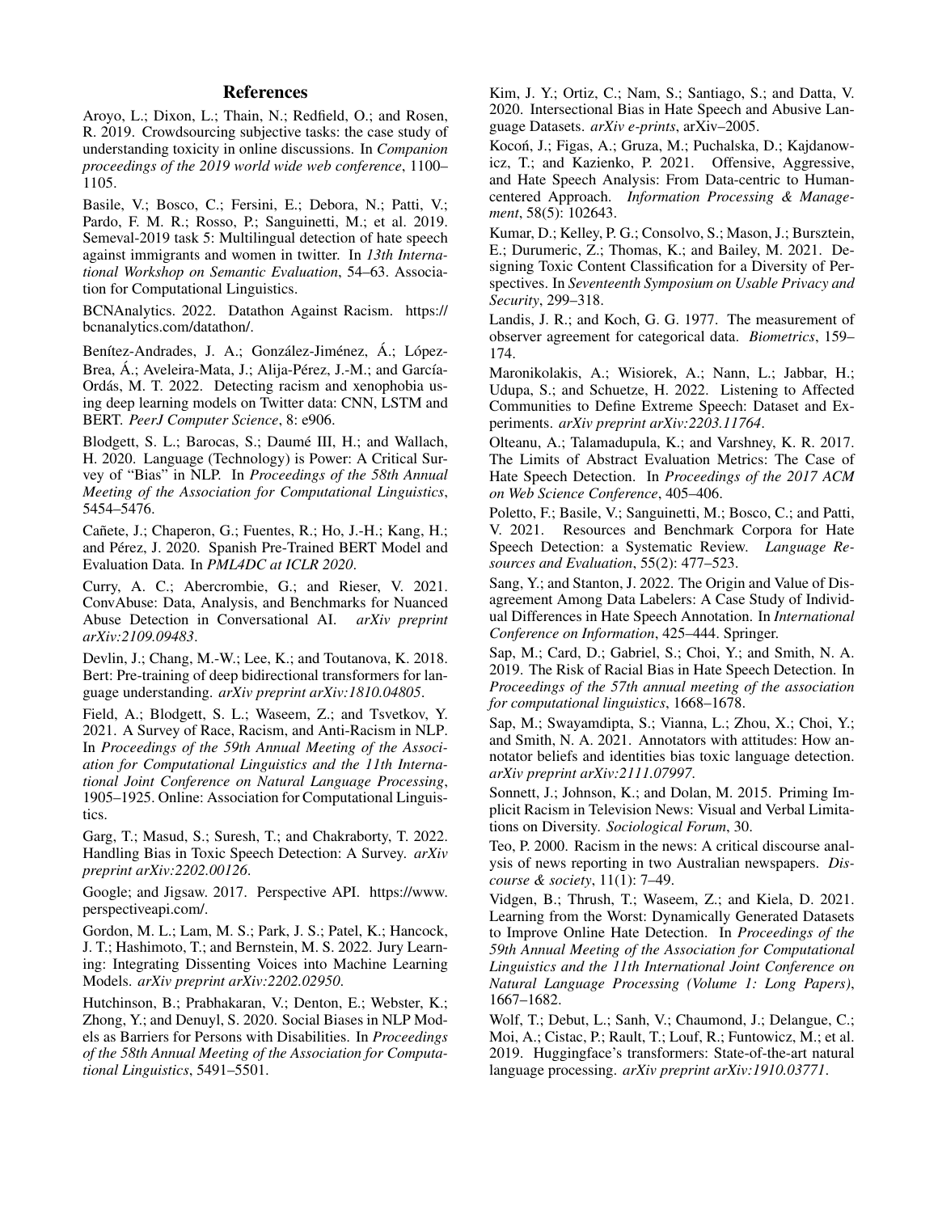## References

Aroyo, L.; Dixon, L.; Thain, N.; Redfield, O.; and Rosen, R. 2019. Crowdsourcing subjective tasks: the case study of understanding toxicity in online discussions. In *Companion proceedings of the 2019 world wide web conference*, 1100–1105.

Basile, V.; Bosco, C.; Fersini, E.; Debora, N.; Patti, V.; Pardo, F. M. R.; Rosso, P.; Sanguinetti, M.; et al. 2019. Semeval-2019 task 5: Multilingual detection of hate speech against immigrants and women in twitter. In *13th International Workshop on Semantic Evaluation*, 54–63. Association for Computational Linguistics.

BCNAnalytics. 2022. Datathon Against Racism. https://bcnanalytics.com/datathon/.

Benítez-Andrades, J. A.; González-Jiménez, Á.; López-Brea, Á.; Aveleira-Mata, J.; Alija-Pérez, J.-M.; and García-Ordás, M. T. 2022. Detecting racism and xenophobia using deep learning models on Twitter data: CNN, LSTM and BERT. *PeerJ Computer Science*, 8: e906.

Blodgett, S. L.; Barocas, S.; Daumé III, H.; and Wallach, H. 2020. Language (Technology) is Power: A Critical Survey of "Bias" in NLP. In *Proceedings of the 58th Annual Meeting of the Association for Computational Linguistics*, 5454–5476.

Cañete, J.; Chaperon, G.; Fuentes, R.; Ho, J.-H.; Kang, H.; and Pérez, J. 2020. Spanish Pre-Trained BERT Model and Evaluation Data. In *PML4DC at ICLR 2020*.

Curry, A. C.; Abercrombie, G.; and Rieser, V. 2021. ConvAbuse: Data, Analysis, and Benchmarks for Nuanced Abuse Detection in Conversational AI. *arXiv preprint arXiv:2109.09483*.

Devlin, J.; Chang, M.-W.; Lee, K.; and Toutanova, K. 2018. Bert: Pre-training of deep bidirectional transformers for language understanding. *arXiv preprint arXiv:1810.04805*.

Field, A.; Blodgett, S. L.; Waseem, Z.; and Tsvetkov, Y. 2021. A Survey of Race, Racism, and Anti-Racism in NLP. In *Proceedings of the 59th Annual Meeting of the Association for Computational Linguistics and the 11th International Joint Conference on Natural Language Processing*, 1905–1925. Online: Association for Computational Linguistics.

Garg, T.; Masud, S.; Suresh, T.; and Chakraborty, T. 2022. Handling Bias in Toxic Speech Detection: A Survey. *arXiv preprint arXiv:2202.00126*.

Google; and Jigsaw. 2017. Perspective API. https://www.perspectiveapi.com/.

Gordon, M. L.; Lam, M. S.; Park, J. S.; Patel, K.; Hancock, J. T.; Hashimoto, T.; and Bernstein, M. S. 2022. Jury Learning: Integrating Dissenting Voices into Machine Learning Models. *arXiv preprint arXiv:2202.02950*.

Hutchinson, B.; Prabhakaran, V.; Denton, E.; Webster, K.; Zhong, Y.; and Denuyl, S. 2020. Social Biases in NLP Models as Barriers for Persons with Disabilities. In *Proceedings of the 58th Annual Meeting of the Association for Computational Linguistics*, 5491–5501.

Kim, J. Y.; Ortiz, C.; Nam, S.; Santiago, S.; and Datta, V. 2020. Intersectional Bias in Hate Speech and Abusive Language Datasets. *arXiv e-prints*, arXiv–2005.

Kocoń, J.; Figas, A.; Gruza, M.; Puchalska, D.; Kajdanowicz, T.; and Kazienko, P. 2021. Offensive, Aggressive, and Hate Speech Analysis: From Data-centric to Human-centered Approach. *Information Processing & Management*, 58(5): 102643.

Kumar, D.; Kelley, P. G.; Consolvo, S.; Mason, J.; Bursztein, E.; Durumeric, Z.; Thomas, K.; and Bailey, M. 2021. Designing Toxic Content Classification for a Diversity of Perspectives. In *Seventeenth Symposium on Usable Privacy and Security*, 299–318.

Landis, J. R.; and Koch, G. G. 1977. The measurement of observer agreement for categorical data. *Biometrics*, 159–174.

Maronikolakis, A.; Wisiorek, A.; Nann, L.; Jabbar, H.; Udupa, S.; and Schuetze, H. 2022. Listening to Affected Communities to Define Extreme Speech: Dataset and Experiments. *arXiv preprint arXiv:2203.11764*.

Olteanu, A.; Talamadupula, K.; and Varshney, K. R. 2017. The Limits of Abstract Evaluation Metrics: The Case of Hate Speech Detection. In *Proceedings of the 2017 ACM on Web Science Conference*, 405–406.

Poletto, F.; Basile, V.; Sanguinetti, M.; Bosco, C.; and Patti, V. 2021. Resources and Benchmark Corpora for Hate Speech Detection: a Systematic Review. *Language Resources and Evaluation*, 55(2): 477–523.

Sang, Y.; and Stanton, J. 2022. The Origin and Value of Disagreement Among Data Labelers: A Case Study of Individual Differences in Hate Speech Annotation. In *International Conference on Information*, 425–444. Springer.

Sap, M.; Card, D.; Gabriel, S.; Choi, Y.; and Smith, N. A. 2019. The Risk of Racial Bias in Hate Speech Detection. In *Proceedings of the 57th annual meeting of the association for computational linguistics*, 1668–1678.

Sap, M.; Swayamdipta, S.; Vianna, L.; Zhou, X.; Choi, Y.; and Smith, N. A. 2021. Annotators with attitudes: How annotator beliefs and identities bias toxic language detection. *arXiv preprint arXiv:2111.07997*.

Sonnett, J.; Johnson, K.; and Dolan, M. 2015. Priming Implicit Racism in Television News: Visual and Verbal Limitations on Diversity. *Sociological Forum*, 30.

Teo, P. 2000. Racism in the news: A critical discourse analysis of news reporting in two Australian newspapers. *Discourse & society*, 11(1): 7–49.

Vidgen, B.; Thrush, T.; Waseem, Z.; and Kiela, D. 2021. Learning from the Worst: Dynamically Generated Datasets to Improve Online Hate Detection. In *Proceedings of the 59th Annual Meeting of the Association for Computational Linguistics and the 11th International Joint Conference on Natural Language Processing (Volume 1: Long Papers)*, 1667–1682.

Wolf, T.; Debut, L.; Sanh, V.; Chaumond, J.; Delangue, C.; Moi, A.; Cistac, P.; Rault, T.; Louf, R.; Funtowicz, M.; et al. 2019. Huggingface's transformers: State-of-the-art natural language processing. *arXiv preprint arXiv:1910.03771*.